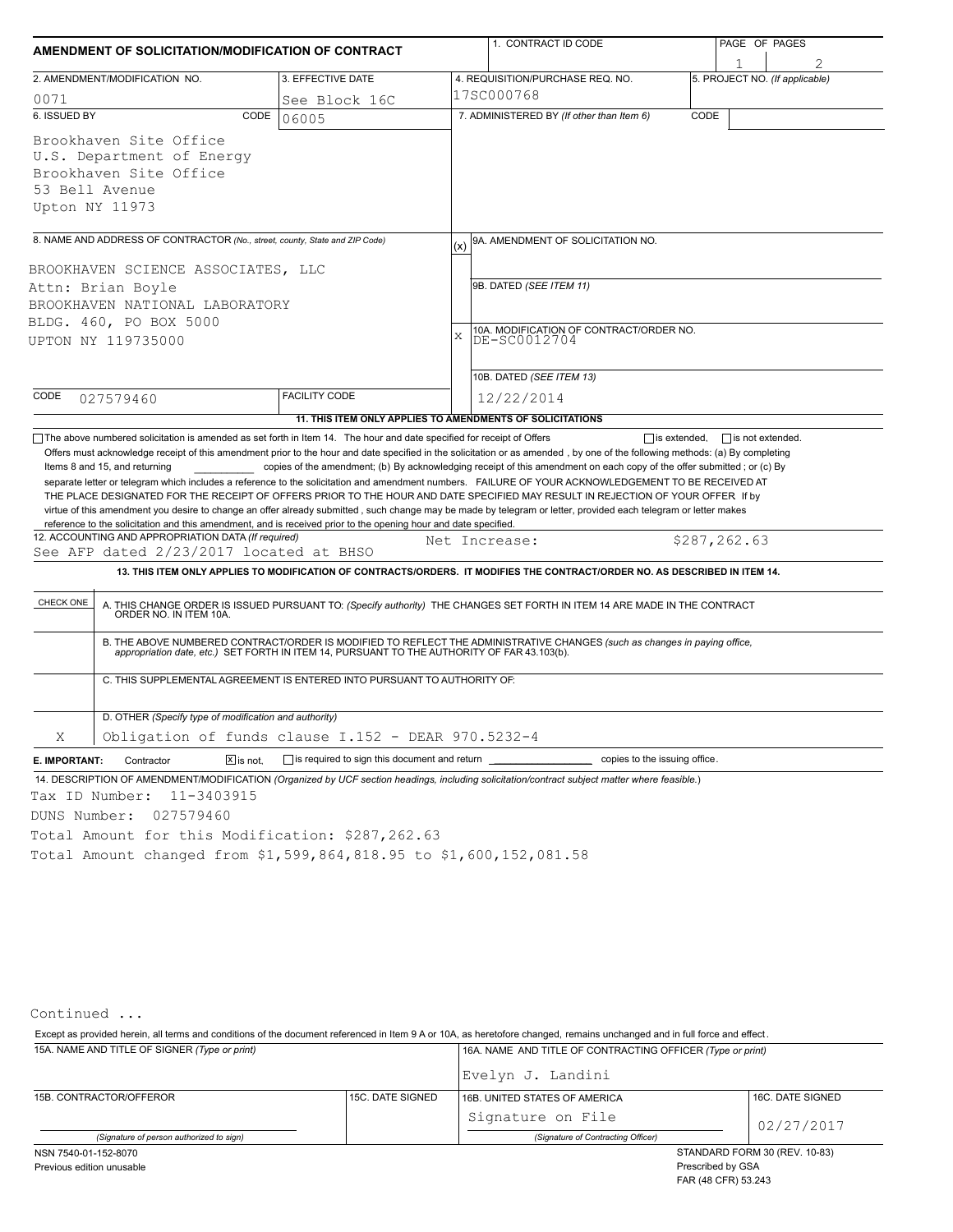# AMENDMENT OF SOLICITATION/MODIFICATION OF CONTRACT

| 1. CONTRACT ID CODE | PAGE OF PAGES |
|---|---|
| | 1 / 2 |

| 2. AMENDMENT/MODIFICATION NO. | 3. EFFECTIVE DATE | 4. REQUISITION/PURCHASE REQ. NO. | 5. PROJECT NO. (If applicable) |
|---|---|---|---|
| 0071 | See Block 16C | 17SC000768 | |

**6. ISSUED BY** CODE 06005

Brookhaven Site Office
U.S. Department of Energy
Brookhaven Site Office
53 Bell Avenue
Upton NY 11973

**7. ADMINISTERED BY** (If other than Item 6) CODE

**8. NAME AND ADDRESS OF CONTRACTOR** (No., street, county, State and ZIP Code)

BROOKHAVEN SCIENCE ASSOCIATES, LLC
Attn: Brian Boyle
BROOKHAVEN NATIONAL LABORATORY
BLDG. 460, PO BOX 5000
UPTON NY 119735000

CODE 027579460 | FACILITY CODE

(x) 9A. AMENDMENT OF SOLICITATION NO.

9B. DATED (SEE ITEM 11)

X 10A. MODIFICATION OF CONTRACT/ORDER NO. DE-SC0012704

10B. DATED (SEE ITEM 13) 12/22/2014

**11. THIS ITEM ONLY APPLIES TO AMENDMENTS OF SOLICITATIONS**

☐ The above numbered solicitation is amended as set forth in Item 14. The hour and date specified for receipt of Offers ☐ is extended, ☐ is not extended.
Offers must acknowledge receipt of this amendment prior to the hour and date specified in the solicitation or as amended , by one of the following methods: (a) By completing Items 8 and 15, and returning ________ copies of the amendment; (b) By acknowledging receipt of this amendment on each copy of the offer submitted ; or (c) By separate letter or telegram which includes a reference to the solicitation and amendment numbers. FAILURE OF YOUR ACKNOWLEDGEMENT TO BE RECEIVED AT THE PLACE DESIGNATED FOR THE RECEIPT OF OFFERS PRIOR TO THE HOUR AND DATE SPECIFIED MAY RESULT IN REJECTION OF YOUR OFFER If by virtue of this amendment you desire to change an offer already submitted , such change may be made by telegram or letter, provided each telegram or letter makes reference to the solicitation and this amendment, and is received prior to the opening hour and date specified.

**12. ACCOUNTING AND APPROPRIATION DATA** (If required)
See AFP dated 2/23/2017 located at BHSO — Net Increase: $287,262.63

**13. THIS ITEM ONLY APPLIES TO MODIFICATION OF CONTRACTS/ORDERS. IT MODIFIES THE CONTRACT/ORDER NO. AS DESCRIBED IN ITEM 14.**

| CHECK ONE | |
|---|---|
| | A. THIS CHANGE ORDER IS ISSUED PURSUANT TO: (Specify authority) THE CHANGES SET FORTH IN ITEM 14 ARE MADE IN THE CONTRACT ORDER NO. IN ITEM 10A. |
| | B. THE ABOVE NUMBERED CONTRACT/ORDER IS MODIFIED TO REFLECT THE ADMINISTRATIVE CHANGES (such as changes in paying office, appropriation date, etc.) SET FORTH IN ITEM 14, PURSUANT TO THE AUTHORITY OF FAR 43.103(b). |
| | C. THIS SUPPLEMENTAL AGREEMENT IS ENTERED INTO PURSUANT TO AUTHORITY OF: |
| X | D. OTHER (Specify type of modification and authority) Obligation of funds clause I.152 - DEAR 970.5232-4 |

**E. IMPORTANT:** Contractor ☒ is not, ☐ is required to sign this document and return ________ copies to the issuing office.

**14. DESCRIPTION OF AMENDMENT/MODIFICATION** (Organized by UCF section headings, including solicitation/contract subject matter where feasible.)

Tax ID Number: 11-3403915
DUNS Number: 027579460
Total Amount for this Modification: $287,262.63
Total Amount changed from $1,599,864,818.95 to $1,600,152,081.58

Continued ...

Except as provided herein, all terms and conditions of the document referenced in Item 9 A or 10A, as heretofore changed, remains unchanged and in full force and effect.

| 15A. NAME AND TITLE OF SIGNER (Type or print) | | 16A. NAME AND TITLE OF CONTRACTING OFFICER (Type or print) | |
|---|---|---|---|
| | | Evelyn J. Landini | |
| 15B. CONTRACTOR/OFFEROR | 15C. DATE SIGNED | 16B. UNITED STATES OF AMERICA | 16C. DATE SIGNED |
| (Signature of person authorized to sign) | | Signature on File (Signature of Contracting Officer) | 02/27/2017 |

NSN 7540-01-152-8070
Previous edition unusable

STANDARD FORM 30 (REV. 10-83)
Prescribed by GSA
FAR (48 CFR) 53.243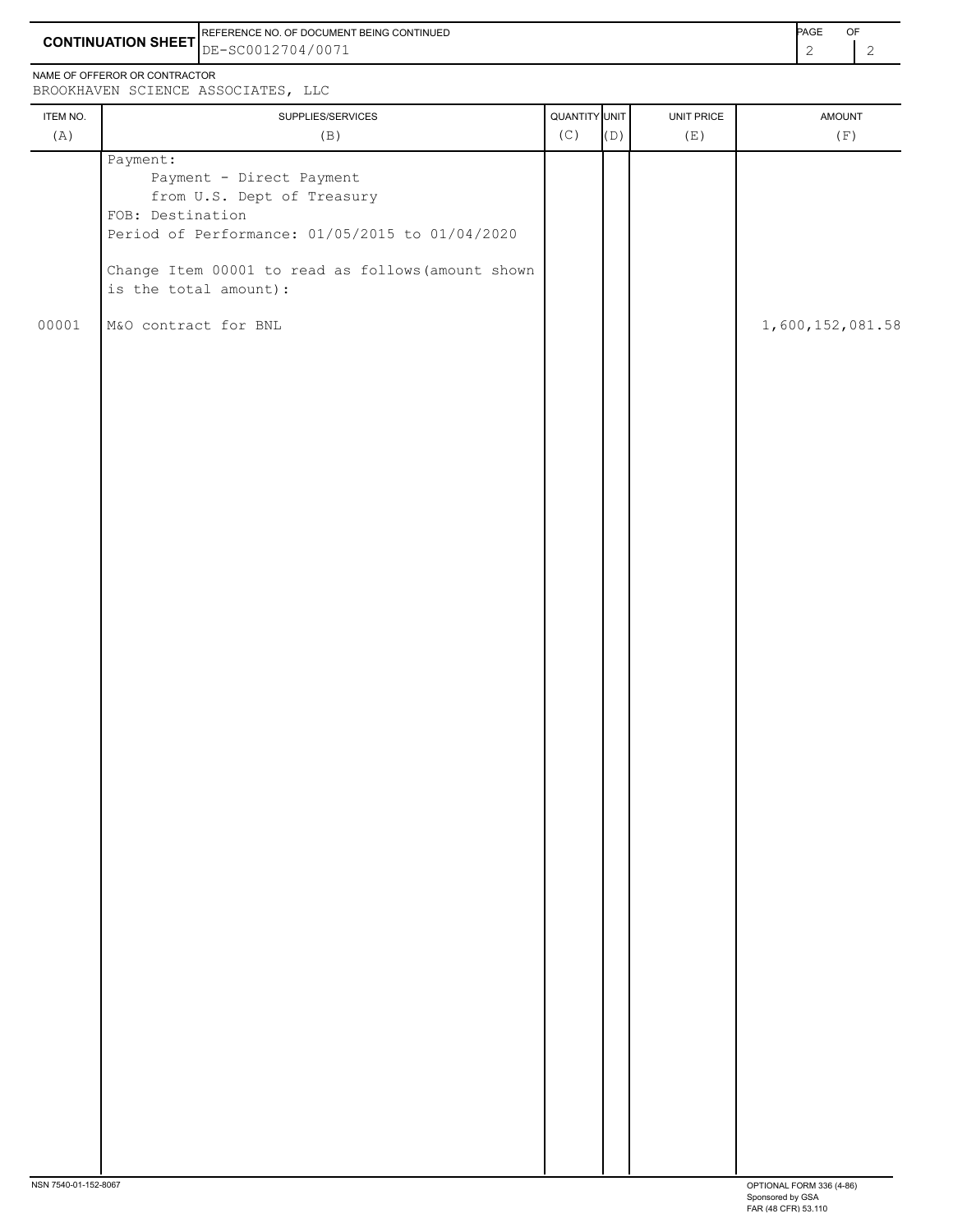**CONTINUATION SHEET**

REFERENCE NO. OF DOCUMENT BEING CONTINUED
DE-SC0012704/0071

NAME OF OFFEROR OR CONTRACTOR
BROOKHAVEN SCIENCE ASSOCIATES, LLC

| ITEM NO. (A) | SUPPLIES/SERVICES (B) | QUANTITY (C) | UNIT (D) | UNIT PRICE (E) | AMOUNT (F) |
|---|---|---|---|---|---|
| | Payment:<br>Payment - Direct Payment<br>from U.S. Dept of Treasury<br>FOB: Destination<br>Period of Performance: 01/05/2015 to 01/04/2020<br><br>Change Item 00001 to read as follows(amount shown is the total amount): | | | | |
| 00001 | M&O contract for BNL | | | | 1,600,152,081.58 |

NSN 7540-01-152-8067

OPTIONAL FORM 336 (4-86)
Sponsored by GSA
FAR (48 CFR) 53.110